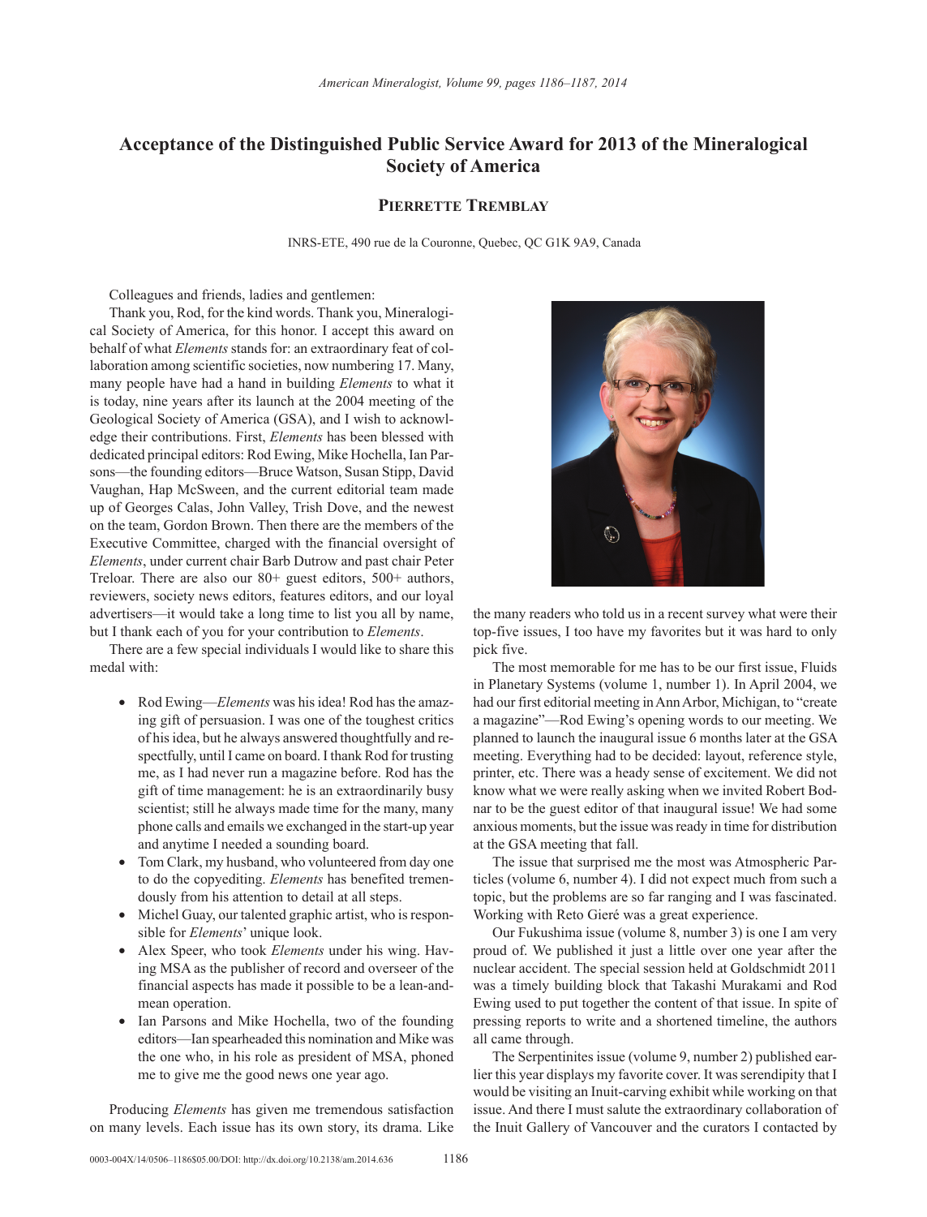# Acceptance of the Distinguished Public Service Award for 2013 of the Mineralogical Society of America

## Pierrette Tremblay

INRS-ETE, 490 rue de la Couronne, Quebec, QC G1K 9A9, Canada

Colleagues and friends, ladies and gentlemen:

Thank you, Rod, for the kind words. Thank you, Mineralogical Society of America, for this honor. I accept this award on behalf of what *Elements* stands for: an extraordinary feat of collaboration among scientific societies, now numbering 17. Many, many people have had a hand in building *Elements* to what it is today, nine years after its launch at the 2004 meeting of the Geological Society of America (GSA), and I wish to acknowledge their contributions. First, *Elements* has been blessed with dedicated principal editors: Rod Ewing, Mike Hochella, Ian Parsons—the founding editors—Bruce Watson, Susan Stipp, David Vaughan, Hap McSween, and the current editorial team made up of Georges Calas, John Valley, Trish Dove, and the newest on the team, Gordon Brown. Then there are the members of the Executive Committee, charged with the financial oversight of *Elements*, under current chair Barb Dutrow and past chair Peter Treloar. There are also our 80+ guest editors, 500+ authors, reviewers, society news editors, features editors, and our loyal advertisers—it would take a long time to list you all by name, but I thank each of you for your contribution to *Elements*.

There are a few special individuals I would like to share this medal with:

- Rod Ewing—*Elements* was his idea! Rod has the amazing gift of persuasion. I was one of the toughest critics of his idea, but he always answered thoughtfully and respectfully, until I came on board. I thank Rod for trusting me, as I had never run a magazine before. Rod has the gift of time management: he is an extraordinarily busy scientist; still he always made time for the many, many phone calls and emails we exchanged in the start-up year and anytime I needed a sounding board.
- Tom Clark, my husband, who volunteered from day one to do the copyediting. *Elements* has benefited tremendously from his attention to detail at all steps.
- Michel Guay, our talented graphic artist, who is responsible for *Elements*' unique look.
- Alex Speer, who took *Elements* under his wing. Having MSA as the publisher of record and overseer of the financial aspects has made it possible to be a lean-and-mean operation.
- Ian Parsons and Mike Hochella, two of the founding editors—Ian spearheaded this nomination and Mike was the one who, in his role as president of MSA, phoned me to give me the good news one year ago.

Producing *Elements* has given me tremendous satisfaction on many levels. Each issue has its own story, its drama. Like the many readers who told us in a recent survey what were their top-five issues, I too have my favorites but it was hard to only pick five.

The most memorable for me has to be our first issue, Fluids in Planetary Systems (volume 1, number 1). In April 2004, we had our first editorial meeting in Ann Arbor, Michigan, to "create a magazine"—Rod Ewing's opening words to our meeting. We planned to launch the inaugural issue 6 months later at the GSA meeting. Everything had to be decided: layout, reference style, printer, etc. There was a heady sense of excitement. We did not know what we were really asking when we invited Robert Bodnar to be the guest editor of that inaugural issue! We had some anxious moments, but the issue was ready in time for distribution at the GSA meeting that fall.

The issue that surprised me the most was Atmospheric Particles (volume 6, number 4). I did not expect much from such a topic, but the problems are so far ranging and I was fascinated. Working with Reto Gieré was a great experience.

Our Fukushima issue (volume 8, number 3) is one I am very proud of. We published it just a little over one year after the nuclear accident. The special session held at Goldschmidt 2011 was a timely building block that Takashi Murakami and Rod Ewing used to put together the content of that issue. In spite of pressing reports to write and a shortened timeline, the authors all came through.

The Serpentinites issue (volume 9, number 2) published earlier this year displays my favorite cover. It was serendipity that I would be visiting an Inuit-carving exhibit while working on that issue. And there I must salute the extraordinary collaboration of the Inuit Gallery of Vancouver and the curators I contacted by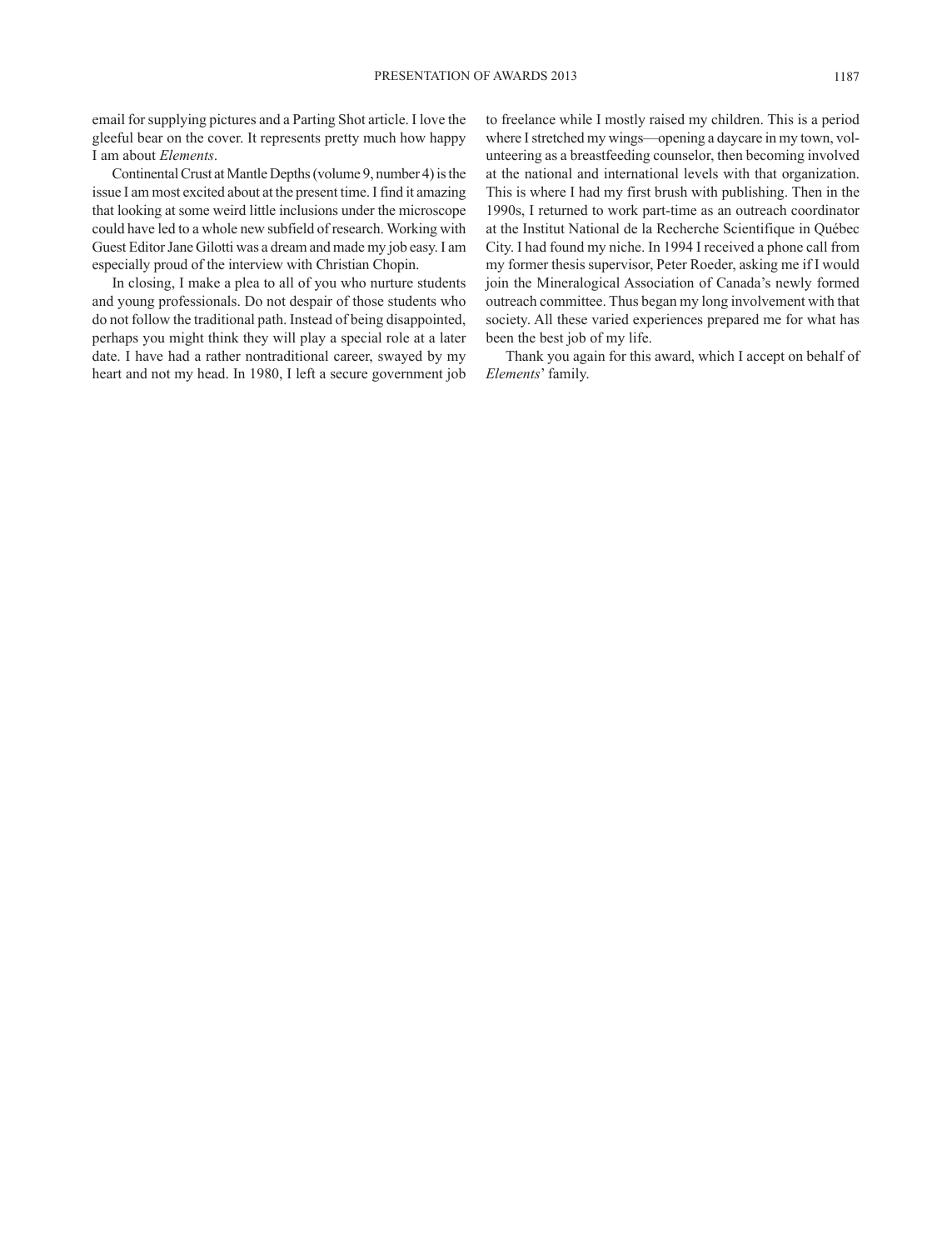email for supplying pictures and a Parting Shot article. I love the gleeful bear on the cover. It represents pretty much how happy I am about *Elements*.

Continental Crust at Mantle Depths (volume 9, number 4) is the issue I am most excited about at the present time. I find it amazing that looking at some weird little inclusions under the microscope could have led to a whole new subfield of research. Working with Guest Editor Jane Gilotti was a dream and made my job easy. I am especially proud of the interview with Christian Chopin.

In closing, I make a plea to all of you who nurture students and young professionals. Do not despair of those students who do not follow the traditional path. Instead of being disappointed, perhaps you might think they will play a special role at a later date. I have had a rather nontraditional career, swayed by my heart and not my head. In 1980, I left a secure government job to freelance while I mostly raised my children. This is a period where I stretched my wings—opening a daycare in my town, volunteering as a breastfeeding counselor, then becoming involved at the national and international levels with that organization. This is where I had my first brush with publishing. Then in the 1990s, I returned to work part-time as an outreach coordinator at the Institut National de la Recherche Scientifique in Québec City. I had found my niche. In 1994 I received a phone call from my former thesis supervisor, Peter Roeder, asking me if I would join the Mineralogical Association of Canada's newly formed outreach committee. Thus began my long involvement with that society. All these varied experiences prepared me for what has been the best job of my life.

Thank you again for this award, which I accept on behalf of *Elements*' family.